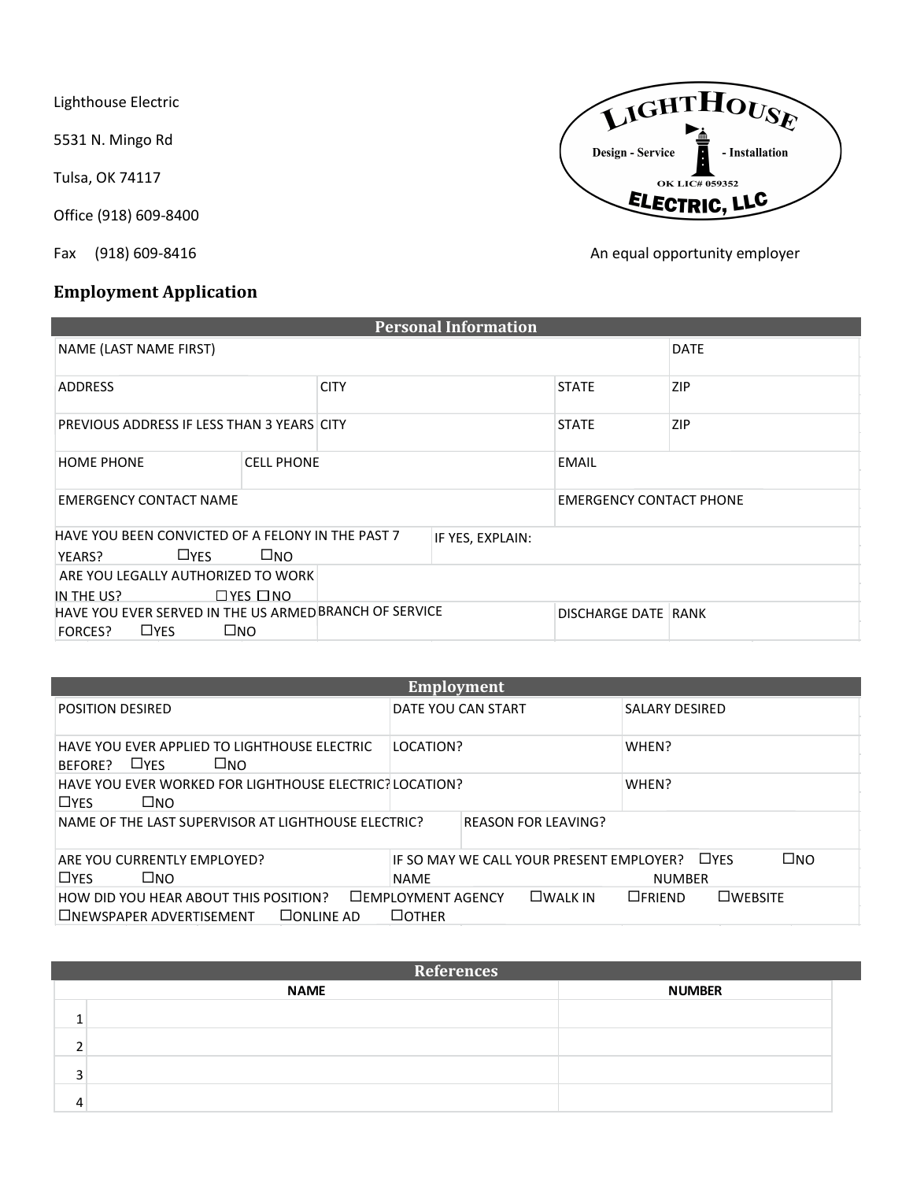Lighthouse Electric

5531 N. Mingo Rd

Tulsa, OK 74117

Office (918) 609-8400

Fax (918) 609-8416

LIGHTHOUSE ELECTRIC, LLC
Design - Service - Installation
OK LIC# 059352

An equal opportunity employer

## Employment Application

### Personal Information

| | | | |
|---|---|---|---|
| NAME (LAST NAME FIRST) | | | DATE |
| ADDRESS | CITY | STATE | ZIP |
| PREVIOUS ADDRESS IF LESS THAN 3 YEARS | CITY | STATE | ZIP |
| HOME PHONE | CELL PHONE | EMAIL | |
| EMERGENCY CONTACT NAME | | EMERGENCY CONTACT PHONE | |
| HAVE YOU BEEN CONVICTED OF A FELONY IN THE PAST 7 YEARS? ☐YES ☐NO | IF YES, EXPLAIN: | | |
| ARE YOU LEGALLY AUTHORIZED TO WORK IN THE US? ☐ YES ☐ NO | | | |
| HAVE YOU EVER SERVED IN THE US ARMED FORCES? ☐YES ☐NO | BRANCH OF SERVICE | DISCHARGE DATE | RANK |

### Employment

| | | |
|---|---|---|
| POSITION DESIRED | DATE YOU CAN START | SALARY DESIRED |
| HAVE YOU EVER APPLIED TO LIGHTHOUSE ELECTRIC BEFORE? ☐YES ☐NO | LOCATION? | WHEN? |
| HAVE YOU EVER WORKED FOR LIGHTHOUSE ELECTRIC? ☐YES ☐NO | LOCATION? | WHEN? |
| NAME OF THE LAST SUPERVISOR AT LIGHTHOUSE ELECTRIC? | REASON FOR LEAVING? | |
| ARE YOU CURRENTLY EMPLOYED? ☐YES ☐NO | IF SO MAY WE CALL YOUR PRESENT EMPLOYER? ☐YES ☐NO NAME NUMBER | |
| HOW DID YOU HEAR ABOUT THIS POSITION? ☐EMPLOYMENT AGENCY ☐WALK IN ☐FRIEND ☐WEBSITE ☐NEWSPAPER ADVERTISEMENT ☐ONLINE AD ☐OTHER | | |

### References

| | NAME | NUMBER |
|---|---|---|
| 1 | | |
| 2 | | |
| 3 | | |
| 4 | | |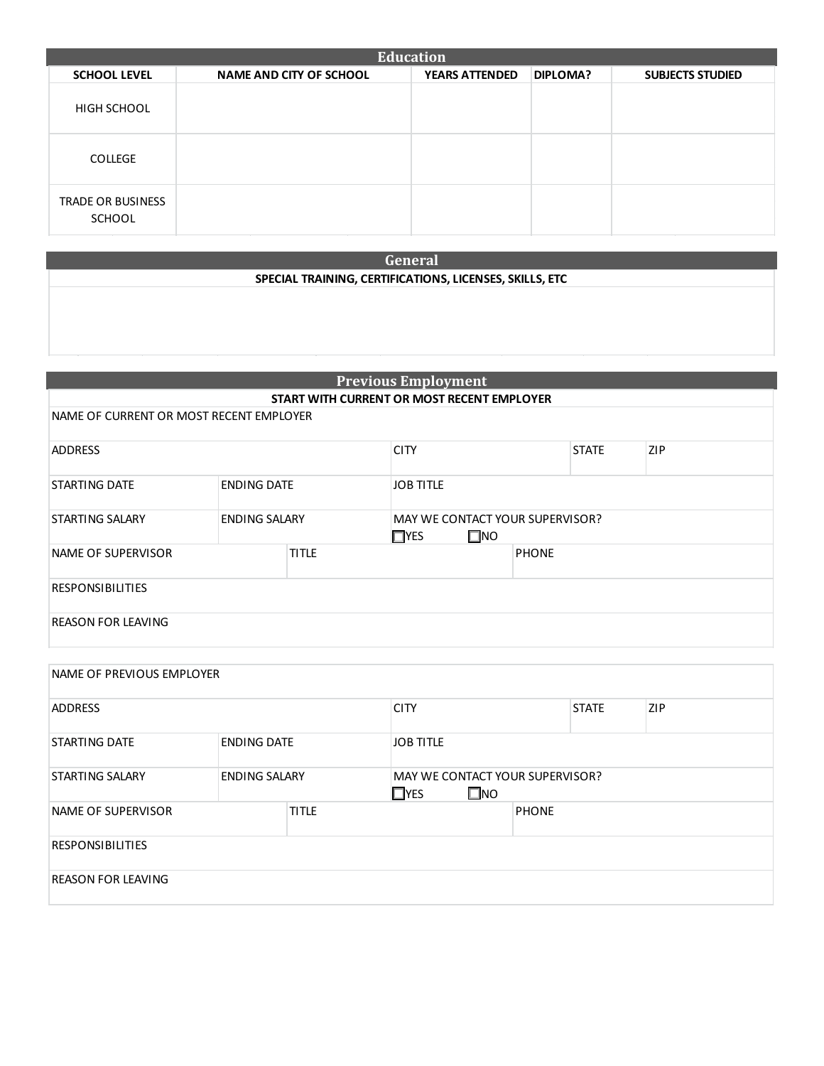## Education

| SCHOOL LEVEL | NAME AND CITY OF SCHOOL | YEARS ATTENDED | DIPLOMA? | SUBJECTS STUDIED |
|---|---|---|---|---|
| HIGH SCHOOL | | | | |
| COLLEGE | | | | |
| TRADE OR BUSINESS SCHOOL | | | | |

## General

| SPECIAL TRAINING, CERTIFICATIONS, LICENSES, SKILLS, ETC |
|---|
| |

## Previous Employment

**START WITH CURRENT OR MOST RECENT EMPLOYER**

| NAME OF CURRENT OR MOST RECENT EMPLOYER | | | | | |
|---|---|---|---|---|---|
| ADDRESS | | | CITY | STATE | ZIP |
| STARTING DATE | ENDING DATE | | JOB TITLE | | |
| STARTING SALARY | ENDING SALARY | | MAY WE CONTACT YOUR SUPERVISOR? ☐YES ☐NO | | |
| NAME OF SUPERVISOR | TITLE | | PHONE | | |
| RESPONSIBILITIES | | | | | |
| REASON FOR LEAVING | | | | | |

| NAME OF PREVIOUS EMPLOYER | | | | | |
|---|---|---|---|---|---|
| ADDRESS | | | CITY | STATE | ZIP |
| STARTING DATE | ENDING DATE | | JOB TITLE | | |
| STARTING SALARY | ENDING SALARY | | MAY WE CONTACT YOUR SUPERVISOR? ☐YES ☐NO | | |
| NAME OF SUPERVISOR | TITLE | | PHONE | | |
| RESPONSIBILITIES | | | | | |
| REASON FOR LEAVING | | | | | |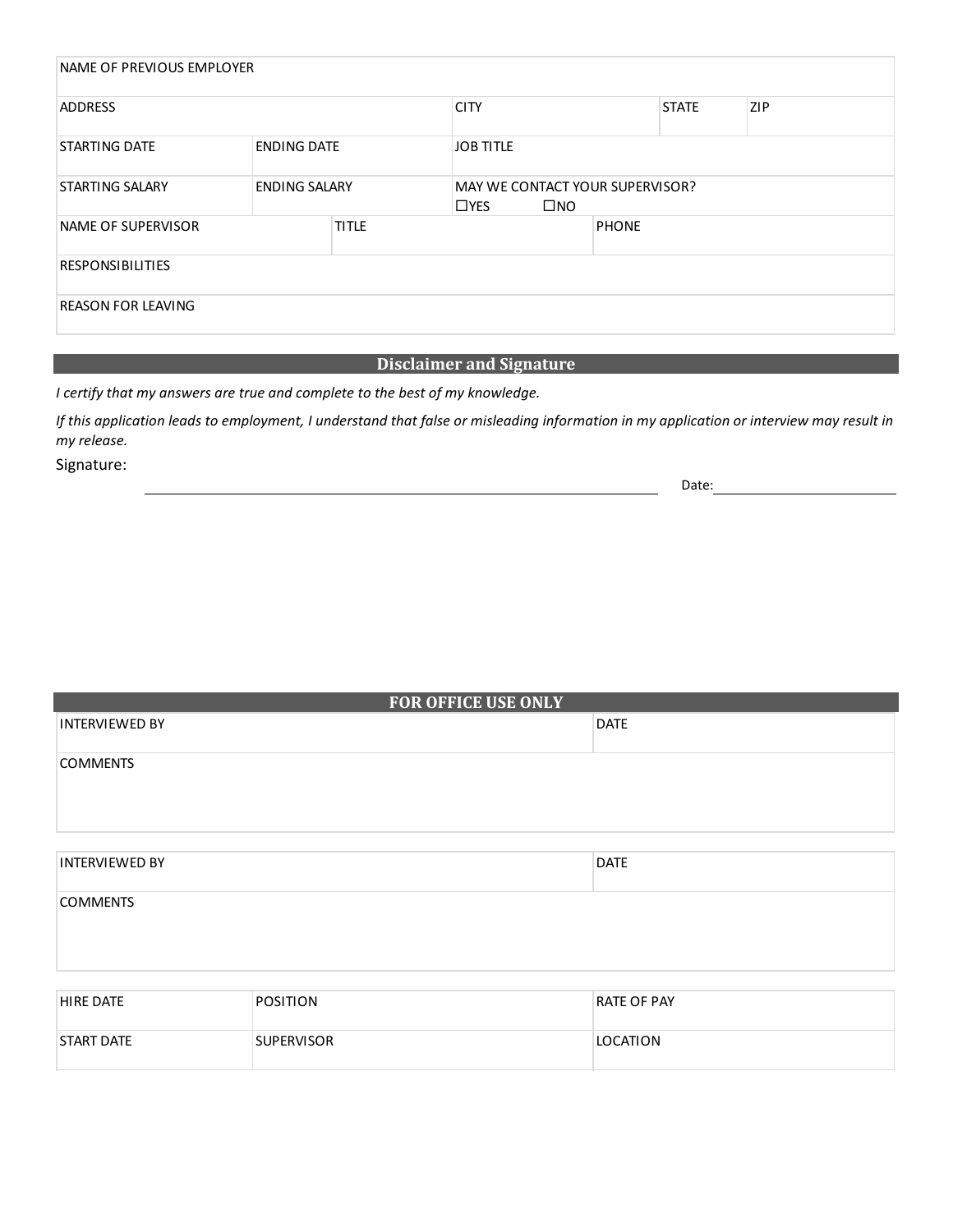| NAME OF PREVIOUS EMPLOYER | | | | | |
|---|---|---|---|---|---|
| ADDRESS | | | CITY | STATE | ZIP |
| STARTING DATE | ENDING DATE | | JOB TITLE | | |
| STARTING SALARY | ENDING SALARY | | MAY WE CONTACT YOUR SUPERVISOR? ☐YES ☐NO | | |
| NAME OF SUPERVISOR | | TITLE | | PHONE | |
| RESPONSIBILITIES | | | | | |
| REASON FOR LEAVING | | | | | |

## Disclaimer and Signature

*I certify that my answers are true and complete to the best of my knowledge.*

*If this application leads to employment, I understand that false or misleading information in my application or interview may result in my release.*

Signature: ______________________________ Date: ______________

## FOR OFFICE USE ONLY

| INTERVIEWED BY | DATE |
|---|---|
| COMMENTS | |

| INTERVIEWED BY | DATE |
|---|---|
| COMMENTS | |

| HIRE DATE | POSITION | RATE OF PAY |
|---|---|---|
| START DATE | SUPERVISOR | LOCATION |